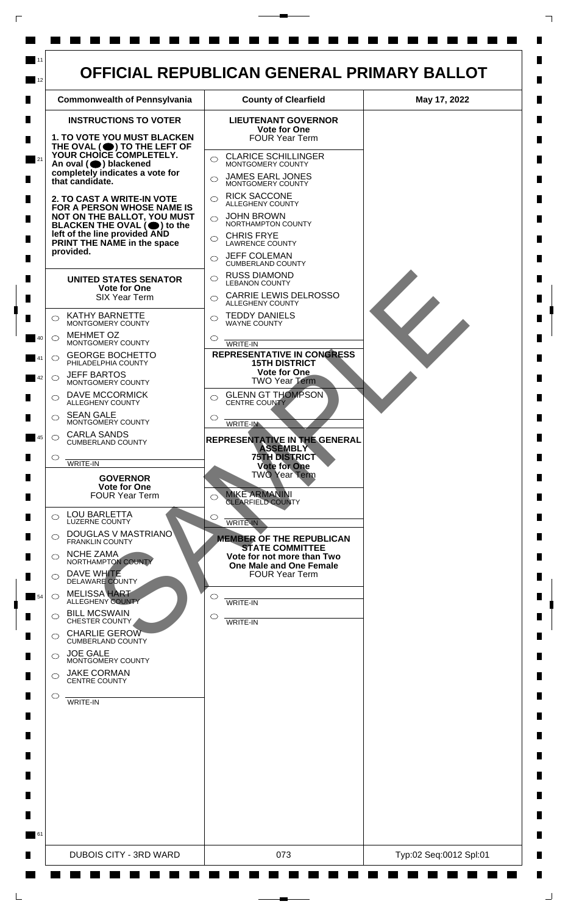# OFFICIAL REPUBLICAN GENERAL PRIMARY BALLOT

| Commonwealth of Pennsylvania | County of Clearfield | May 17, 2022 |
|---|---|---|

## INSTRUCTIONS TO VOTER

**1. TO VOTE YOU MUST BLACKEN THE OVAL (⬤) TO THE LEFT OF YOUR CHOICE COMPLETELY.** An oval (⬤) blackened completely indicates a vote for that candidate.

**2. TO CAST A WRITE-IN VOTE FOR A PERSON WHOSE NAME IS NOT ON THE BALLOT, YOU MUST BLACKEN THE OVAL (⬤) to the left of the line provided AND PRINT THE NAME in the space provided.**

### UNITED STATES SENATOR
**Vote for One**
SIX Year Term

- ○ KATHY BARNETTE — MONTGOMERY COUNTY
- ○ MEHMET OZ — MONTGOMERY COUNTY
- ○ GEORGE BOCHETTO — PHILADELPHIA COUNTY
- ○ JEFF BARTOS — MONTGOMERY COUNTY
- ○ DAVE MCCORMICK — ALLEGHENY COUNTY
- ○ SEAN GALE — MONTGOMERY COUNTY
- ○ CARLA SANDS — CUMBERLAND COUNTY
- ○ ________ WRITE-IN

### GOVERNOR
**Vote for One**
FOUR Year Term

- ○ LOU BARLETTA — LUZERNE COUNTY
- ○ DOUGLAS V MASTRIANO — FRANKLIN COUNTY
- ○ NCHE ZAMA — NORTHAMPTON COUNTY
- ○ DAVE WHITE — DELAWARE COUNTY
- ○ MELISSA HART — ALLEGHENY COUNTY
- ○ BILL MCSWAIN — CHESTER COUNTY
- ○ CHARLIE GEROW — CUMBERLAND COUNTY
- ○ JOE GALE — MONTGOMERY COUNTY
- ○ JAKE CORMAN — CENTRE COUNTY
- ○ ________ WRITE-IN

### LIEUTENANT GOVERNOR
**Vote for One**
FOUR Year Term

- ○ CLARICE SCHILLINGER — MONTGOMERY COUNTY
- ○ JAMES EARL JONES — MONTGOMERY COUNTY
- ○ RICK SACCONE — ALLEGHENY COUNTY
- ○ JOHN BROWN — NORTHAMPTON COUNTY
- ○ CHRIS FRYE — LAWRENCE COUNTY
- ○ JEFF COLEMAN — CUMBERLAND COUNTY
- ○ RUSS DIAMOND — LEBANON COUNTY
- ○ CARRIE LEWIS DELROSSO — ALLEGHENY COUNTY
- ○ TEDDY DANIELS — WAYNE COUNTY
- ○ ________ WRITE-IN

### REPRESENTATIVE IN CONGRESS 15TH DISTRICT
**Vote for One**
TWO Year Term

- ○ GLENN GT THOMPSON — CENTRE COUNTY
- ○ ________ WRITE-IN

### REPRESENTATIVE IN THE GENERAL ASSEMBLY 75TH DISTRICT
**Vote for One**
TWO Year Term

- ○ MIKE ARMANINI — CLEARFIELD COUNTY
- ○ ________ WRITE-IN

### MEMBER OF THE REPUBLICAN STATE COMMITTEE
**Vote for not more than Two**
**One Male and One Female**
FOUR Year Term

- ○ ________ WRITE-IN
- ○ ________ WRITE-IN

SAMPLE

| DUBOIS CITY - 3RD WARD | 073 | Typ:02 Seq:0012 Spl:01 |
|---|---|---|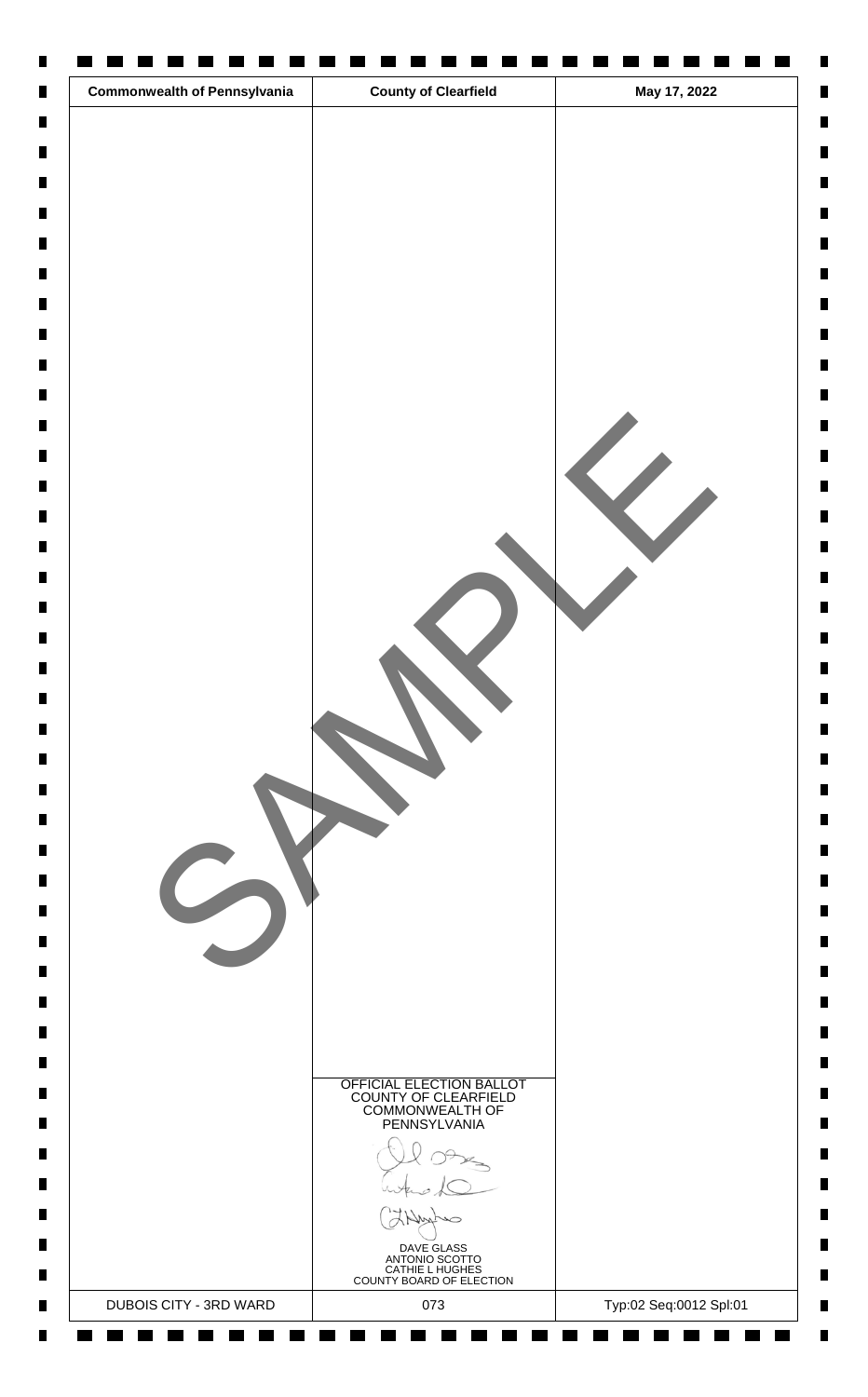| Commonwealth of Pennsylvania | County of Clearfield | May 17, 2022 |
|---|---|---|

SAMPLE

OFFICIAL ELECTION BALLOT
COUNTY OF CLEARFIELD
COMMONWEALTH OF
PENNSYLVANIA

DAVE GLASS
ANTONIO SCOTTO
CATHIE L HUGHES
COUNTY BOARD OF ELECTION

| DUBOIS CITY - 3RD WARD | 073 | Typ:02 Seq:0012 Spl:01 |
|---|---|---|